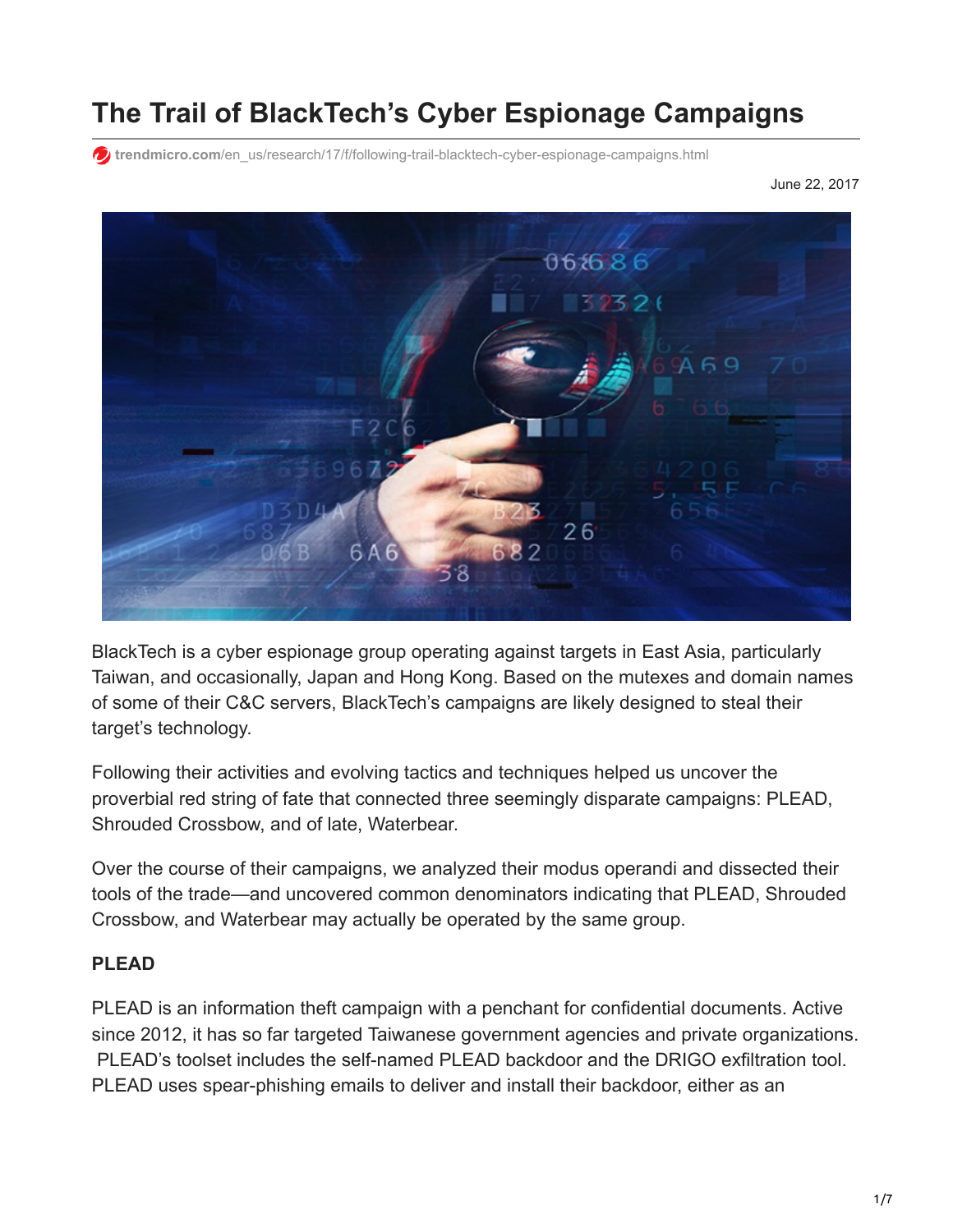# The Trail of BlackTech's Cyber Espionage Campaigns

trendmicro.com/en_us/research/17/f/following-trail-blacktech-cyber-espionage-campaigns.html

June 22, 2017

BlackTech is a cyber espionage group operating against targets in East Asia, particularly Taiwan, and occasionally, Japan and Hong Kong. Based on the mutexes and domain names of some of their C&C servers, BlackTech's campaigns are likely designed to steal their target's technology.

Following their activities and evolving tactics and techniques helped us uncover the proverbial red string of fate that connected three seemingly disparate campaigns: PLEAD, Shrouded Crossbow, and of late, Waterbear.

Over the course of their campaigns, we analyzed their modus operandi and dissected their tools of the trade—and uncovered common denominators indicating that PLEAD, Shrouded Crossbow, and Waterbear may actually be operated by the same group.

**PLEAD**

PLEAD is an information theft campaign with a penchant for confidential documents. Active since 2012, it has so far targeted Taiwanese government agencies and private organizations. PLEAD's toolset includes the self-named PLEAD backdoor and the DRIGO exfiltration tool. PLEAD uses spear-phishing emails to deliver and install their backdoor, either as an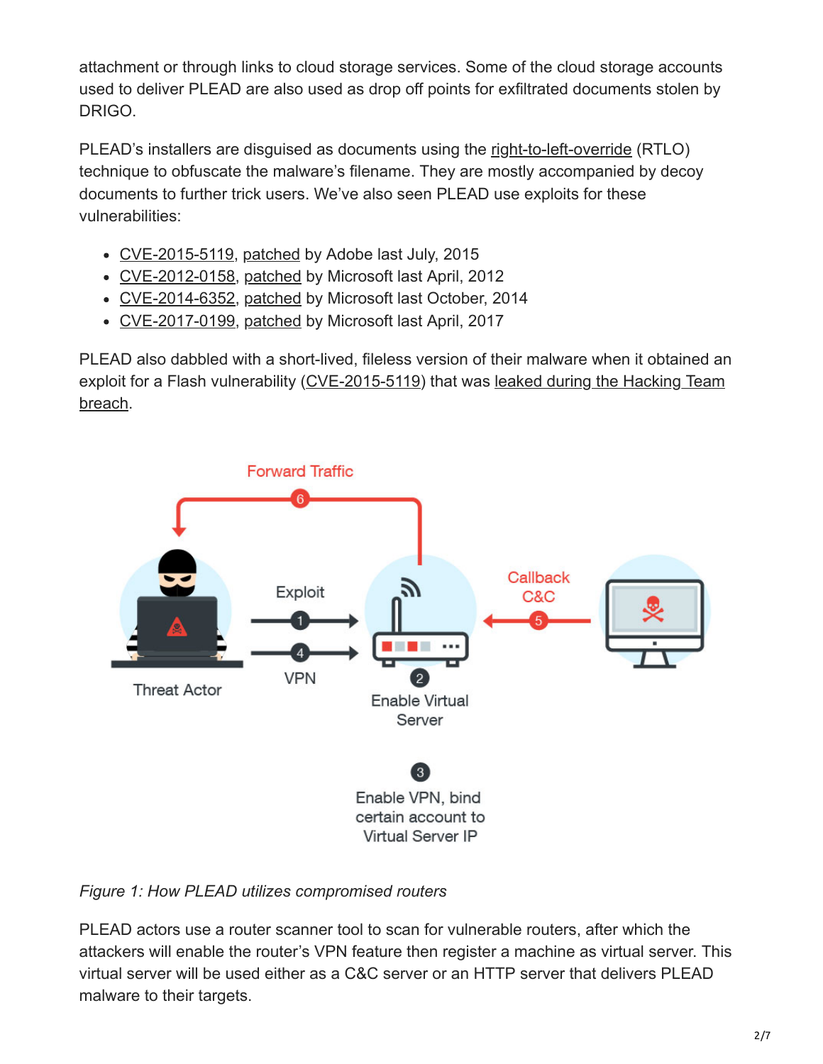attachment or through links to cloud storage services. Some of the cloud storage accounts used to deliver PLEAD are also used as drop off points for exfiltrated documents stolen by DRIGO.

PLEAD's installers are disguised as documents using the right-to-left-override (RTLO) technique to obfuscate the malware's filename. They are mostly accompanied by decoy documents to further trick users. We've also seen PLEAD use exploits for these vulnerabilities:

- CVE-2015-5119, patched by Adobe last July, 2015
- CVE-2012-0158, patched by Microsoft last April, 2012
- CVE-2014-6352, patched by Microsoft last October, 2014
- CVE-2017-0199, patched by Microsoft last April, 2017

PLEAD also dabbled with a short-lived, fileless version of their malware when it obtained an exploit for a Flash vulnerability (CVE-2015-5119) that was leaked during the Hacking Team breach.

*Figure 1: How PLEAD utilizes compromised routers*

PLEAD actors use a router scanner tool to scan for vulnerable routers, after which the attackers will enable the router's VPN feature then register a machine as virtual server. This virtual server will be used either as a C&C server or an HTTP server that delivers PLEAD malware to their targets.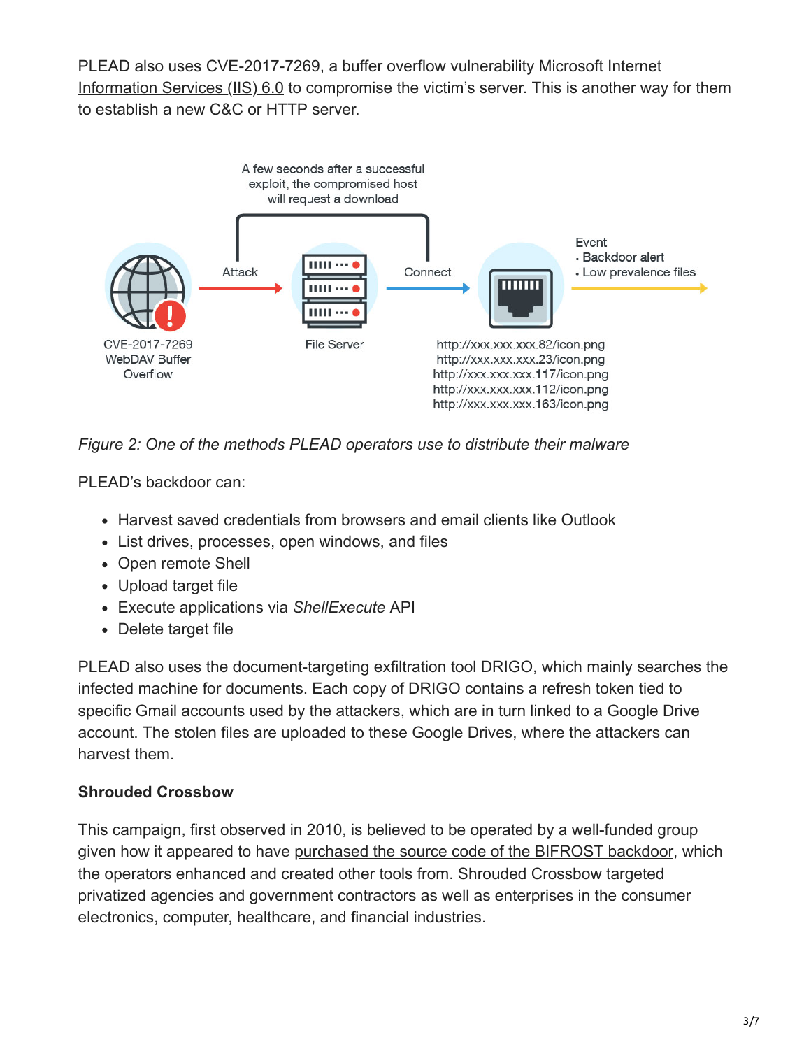PLEAD also uses CVE-2017-7269, a buffer overflow vulnerability Microsoft Internet Information Services (IIS) 6.0 to compromise the victim's server. This is another way for them to establish a new C&C or HTTP server.

A few seconds after a successful exploit, the compromised host will request a download

Attack

Connect

Event
- Backdoor alert
- Low prevalence files

CVE-2017-7269 WebDAV Buffer Overflow

File Server

http://xxx.xxx.xxx.82/icon.png
http://xxx.xxx.xxx.23/icon.png
http://xxx.xxx.xxx.117/icon.png
http://xxx.xxx.xxx.112/icon.png
http://xxx.xxx.xxx.163/icon.png

*Figure 2: One of the methods PLEAD operators use to distribute their malware*

PLEAD's backdoor can:

- Harvest saved credentials from browsers and email clients like Outlook
- List drives, processes, open windows, and files
- Open remote Shell
- Upload target file
- Execute applications via *ShellExecute* API
- Delete target file

PLEAD also uses the document-targeting exfiltration tool DRIGO, which mainly searches the infected machine for documents. Each copy of DRIGO contains a refresh token tied to specific Gmail accounts used by the attackers, which are in turn linked to a Google Drive account. The stolen files are uploaded to these Google Drives, where the attackers can harvest them.

**Shrouded Crossbow**

This campaign, first observed in 2010, is believed to be operated by a well-funded group given how it appeared to have purchased the source code of the BIFROST backdoor, which the operators enhanced and created other tools from. Shrouded Crossbow targeted privatized agencies and government contractors as well as enterprises in the consumer electronics, computer, healthcare, and financial industries.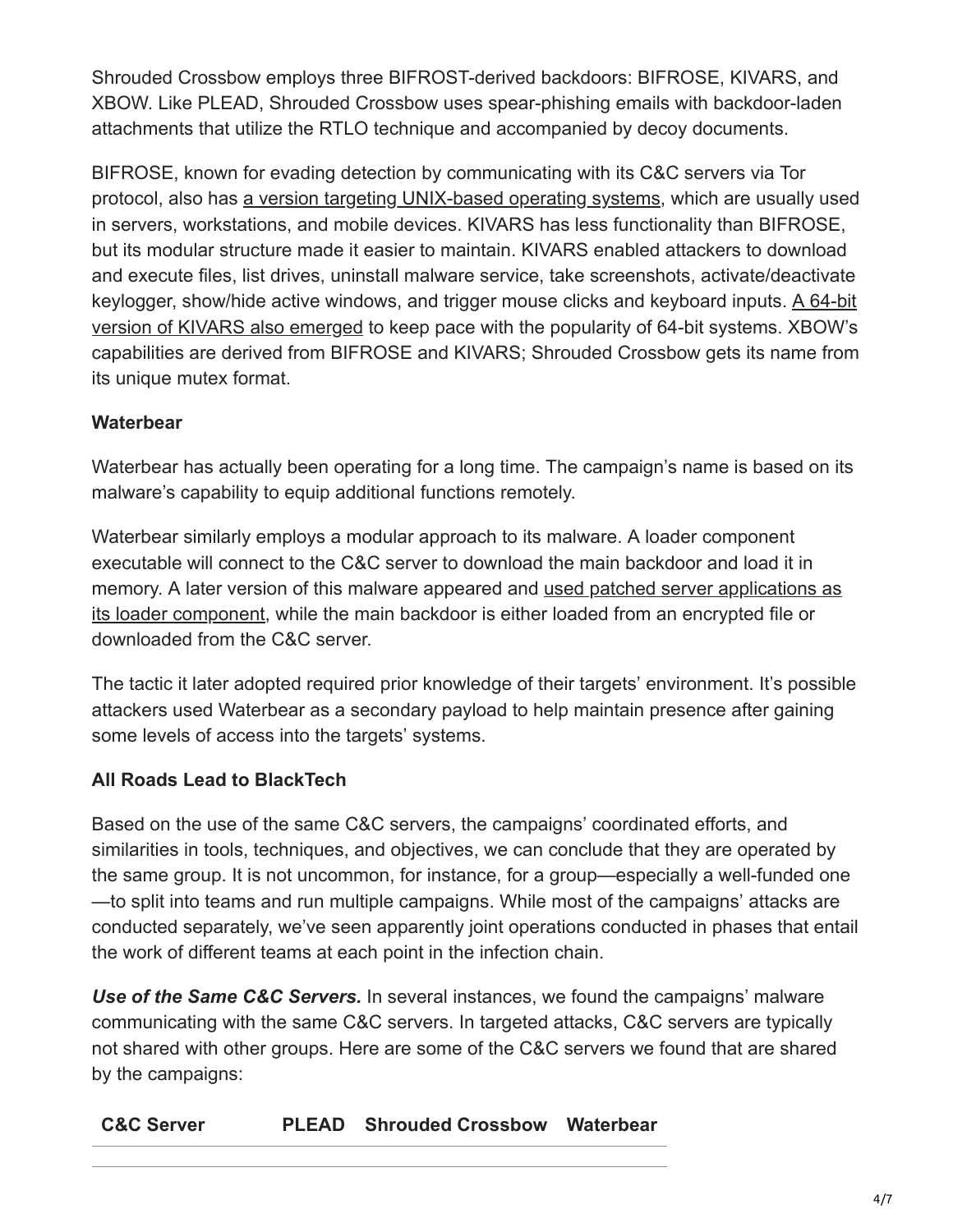Shrouded Crossbow employs three BIFROST-derived backdoors: BIFROSE, KIVARS, and XBOW. Like PLEAD, Shrouded Crossbow uses spear-phishing emails with backdoor-laden attachments that utilize the RTLO technique and accompanied by decoy documents.

BIFROSE, known for evading detection by communicating with its C&C servers via Tor protocol, also has a version targeting UNIX-based operating systems, which are usually used in servers, workstations, and mobile devices. KIVARS has less functionality than BIFROSE, but its modular structure made it easier to maintain. KIVARS enabled attackers to download and execute files, list drives, uninstall malware service, take screenshots, activate/deactivate keylogger, show/hide active windows, and trigger mouse clicks and keyboard inputs. A 64-bit version of KIVARS also emerged to keep pace with the popularity of 64-bit systems. XBOW's capabilities are derived from BIFROSE and KIVARS; Shrouded Crossbow gets its name from its unique mutex format.

**Waterbear**

Waterbear has actually been operating for a long time. The campaign's name is based on its malware's capability to equip additional functions remotely.

Waterbear similarly employs a modular approach to its malware. A loader component executable will connect to the C&C server to download the main backdoor and load it in memory. A later version of this malware appeared and used patched server applications as its loader component, while the main backdoor is either loaded from an encrypted file or downloaded from the C&C server.

The tactic it later adopted required prior knowledge of their targets' environment. It's possible attackers used Waterbear as a secondary payload to help maintain presence after gaining some levels of access into the targets' systems.

**All Roads Lead to BlackTech**

Based on the use of the same C&C servers, the campaigns' coordinated efforts, and similarities in tools, techniques, and objectives, we can conclude that they are operated by the same group. It is not uncommon, for instance, for a group—especially a well-funded one—to split into teams and run multiple campaigns. While most of the campaigns' attacks are conducted separately, we've seen apparently joint operations conducted in phases that entail the work of different teams at each point in the infection chain.

***Use of the Same C&C Servers.*** In several instances, we found the campaigns' malware communicating with the same C&C servers. In targeted attacks, C&C servers are typically not shared with other groups. Here are some of the C&C servers we found that are shared by the campaigns:

| C&C Server | PLEAD | Shrouded Crossbow | Waterbear |
| --- | --- | --- | --- |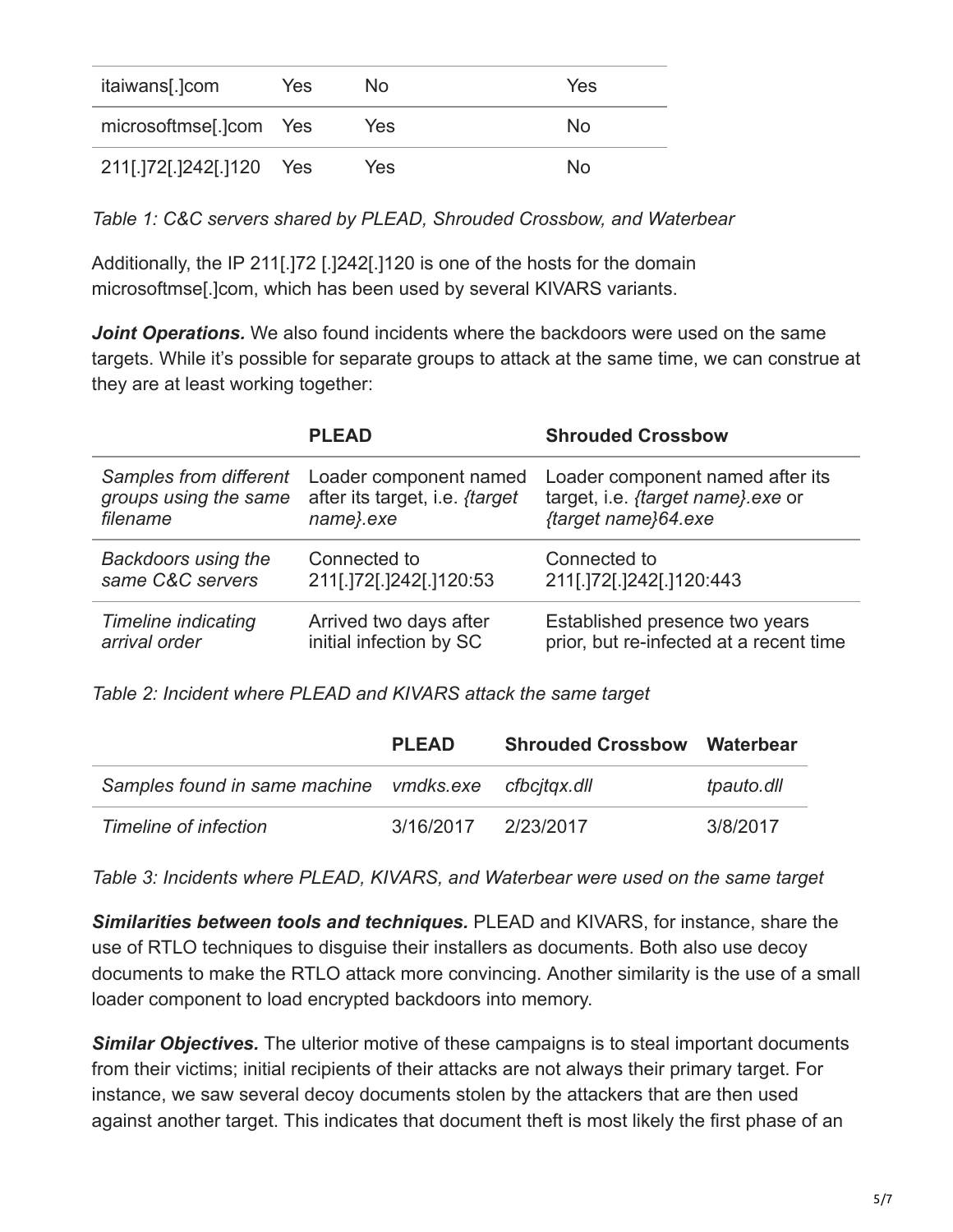| | | | |
|---|---|---|---|
| itaiwans[.]com | Yes | No | Yes |
| microsoftmse[.]com | Yes | Yes | No |
| 211[.]72[.]242[.]120 | Yes | Yes | No |

*Table 1: C&C servers shared by PLEAD, Shrouded Crossbow, and Waterbear*

Additionally, the IP 211[.]72 [.]242[.]120 is one of the hosts for the domain microsoftmse[.]com, which has been used by several KIVARS variants.

***Joint Operations.*** We also found incidents where the backdoors were used on the same targets. While it's possible for separate groups to attack at the same time, we can construe at they are at least working together:

| | **PLEAD** | **Shrouded Crossbow** |
|---|---|---|
| *Samples from different groups using the same filename* | Loader component named after its target, i.e. *{target name}.exe* | Loader component named after its target, i.e. *{target name}.exe* or *{target name}64.exe* |
| *Backdoors using the same C&C servers* | Connected to 211[.]72[.]242[.]120:53 | Connected to 211[.]72[.]242[.]120:443 |
| *Timeline indicating arrival order* | Arrived two days after initial infection by SC | Established presence two years prior, but re-infected at a recent time |

*Table 2: Incident where PLEAD and KIVARS attack the same target*

| | **PLEAD** | **Shrouded Crossbow** | **Waterbear** |
|---|---|---|---|
| *Samples found in same machine* | *vmdks.exe* | *cfbcjtqx.dll* | *tpauto.dll* |
| *Timeline of infection* | 3/16/2017 | 2/23/2017 | 3/8/2017 |

*Table 3: Incidents where PLEAD, KIVARS, and Waterbear were used on the same target*

***Similarities between tools and techniques.*** PLEAD and KIVARS, for instance, share the use of RTLO techniques to disguise their installers as documents. Both also use decoy documents to make the RTLO attack more convincing. Another similarity is the use of a small loader component to load encrypted backdoors into memory.

***Similar Objectives.*** The ulterior motive of these campaigns is to steal important documents from their victims; initial recipients of their attacks are not always their primary target. For instance, we saw several decoy documents stolen by the attackers that are then used against another target. This indicates that document theft is most likely the first phase of an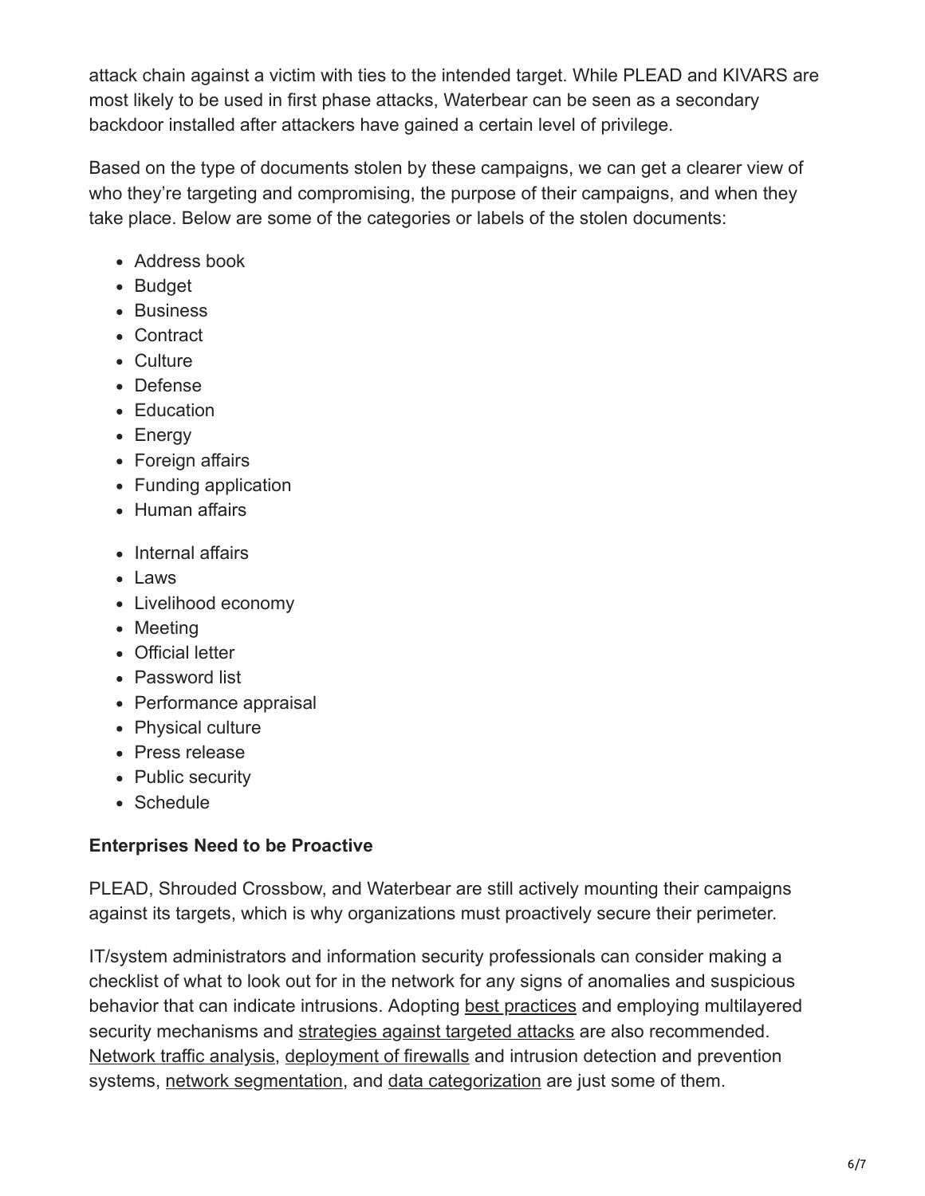attack chain against a victim with ties to the intended target. While PLEAD and KIVARS are most likely to be used in first phase attacks, Waterbear can be seen as a secondary backdoor installed after attackers have gained a certain level of privilege.

Based on the type of documents stolen by these campaigns, we can get a clearer view of who they're targeting and compromising, the purpose of their campaigns, and when they take place. Below are some of the categories or labels of the stolen documents:

- Address book
- Budget
- Business
- Contract
- Culture
- Defense
- Education
- Energy
- Foreign affairs
- Funding application
- Human affairs
- Internal affairs
- Laws
- Livelihood economy
- Meeting
- Official letter
- Password list
- Performance appraisal
- Physical culture
- Press release
- Public security
- Schedule

**Enterprises Need to be Proactive**

PLEAD, Shrouded Crossbow, and Waterbear are still actively mounting their campaigns against its targets, which is why organizations must proactively secure their perimeter.

IT/system administrators and information security professionals can consider making a checklist of what to look out for in the network for any signs of anomalies and suspicious behavior that can indicate intrusions. Adopting best practices and employing multilayered security mechanisms and strategies against targeted attacks are also recommended. Network traffic analysis, deployment of firewalls and intrusion detection and prevention systems, network segmentation, and data categorization are just some of them.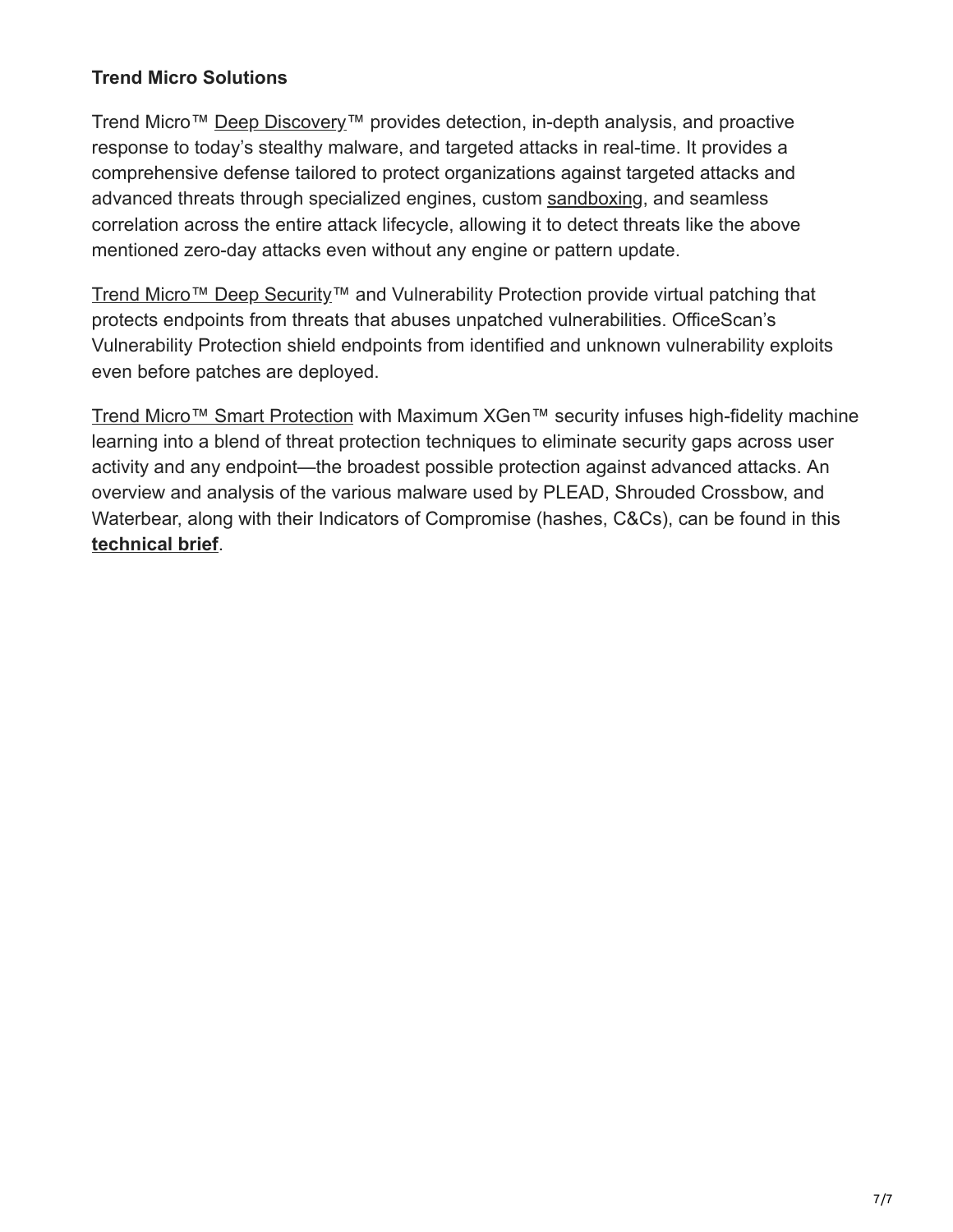**Trend Micro Solutions**

Trend Micro™ Deep Discovery™ provides detection, in-depth analysis, and proactive response to today's stealthy malware, and targeted attacks in real-time. It provides a comprehensive defense tailored to protect organizations against targeted attacks and advanced threats through specialized engines, custom sandboxing, and seamless correlation across the entire attack lifecycle, allowing it to detect threats like the above mentioned zero-day attacks even without any engine or pattern update.

Trend Micro™ Deep Security™ and Vulnerability Protection provide virtual patching that protects endpoints from threats that abuses unpatched vulnerabilities. OfficeScan's Vulnerability Protection shield endpoints from identified and unknown vulnerability exploits even before patches are deployed.

Trend Micro™ Smart Protection with Maximum XGen™ security infuses high-fidelity machine learning into a blend of threat protection techniques to eliminate security gaps across user activity and any endpoint—the broadest possible protection against advanced attacks. An overview and analysis of the various malware used by PLEAD, Shrouded Crossbow, and Waterbear, along with their Indicators of Compromise (hashes, C&Cs), can be found in this **technical brief**.